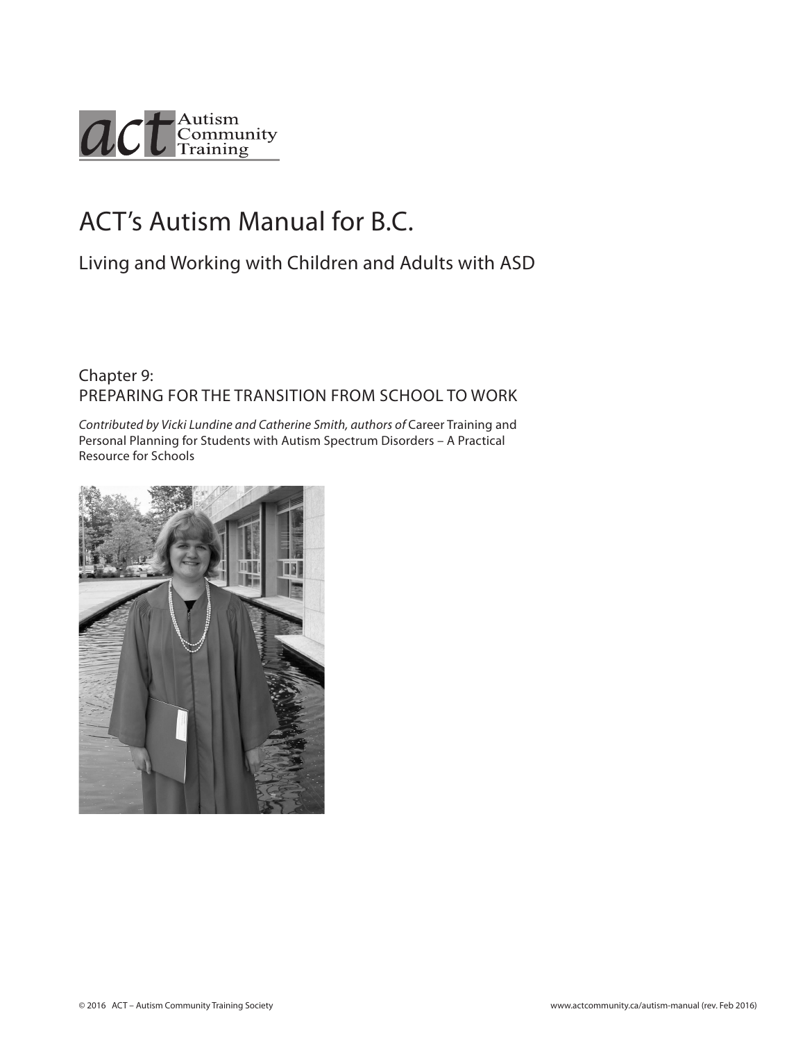act Autism Community Training

# ACT's Autism Manual for B.C.

## Living and Working with Children and Adults with ASD

### Chapter 9:
### PREPARING FOR THE TRANSITION FROM SCHOOL TO WORK

*Contributed by Vicki Lundine and Catherine Smith, authors of* Career Training and Personal Planning for Students with Autism Spectrum Disorders – A Practical Resource for Schools

© 2016 ACT – Autism Community Training Society

www.actcommunity.ca/autism-manual (rev. Feb 2016)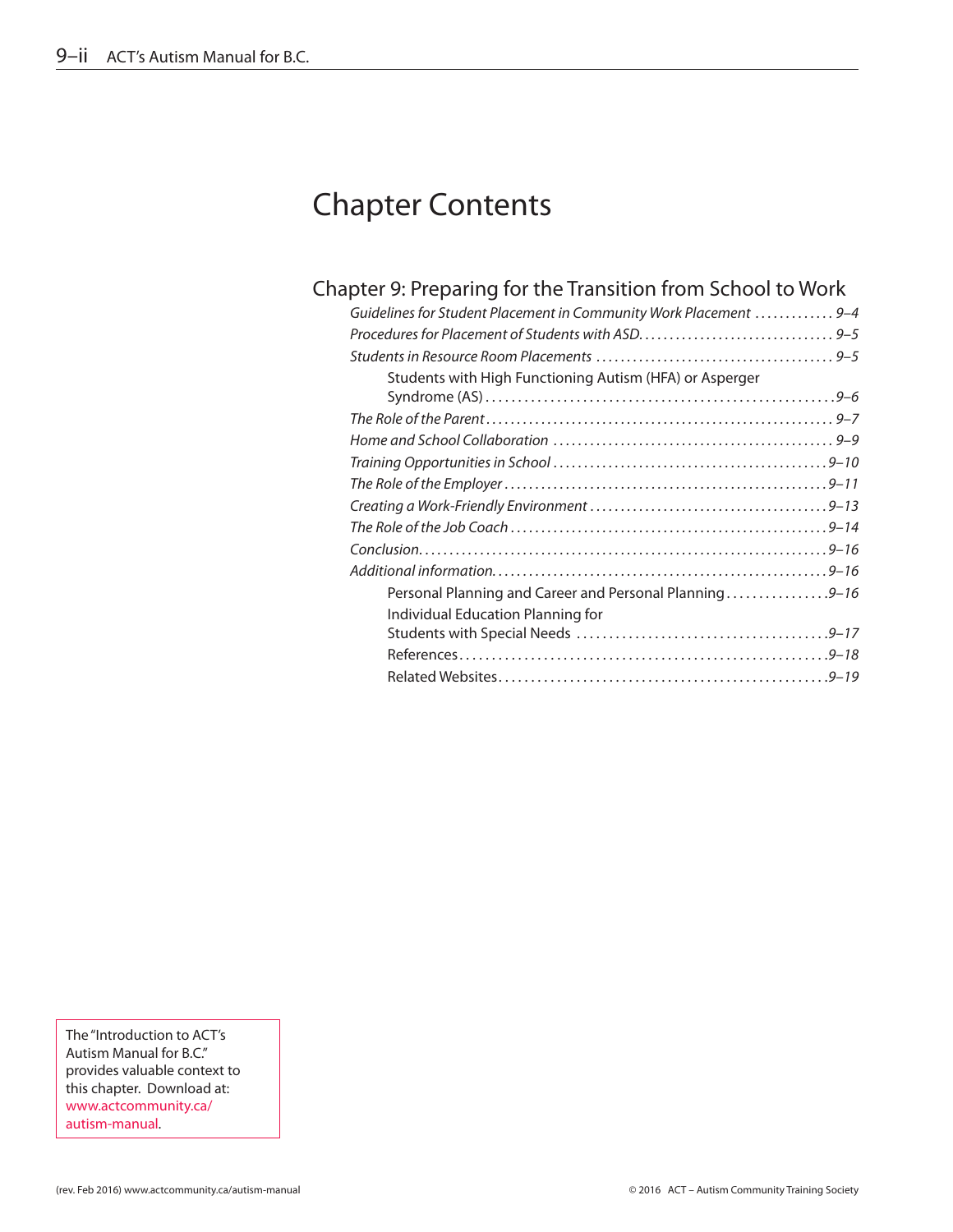# Chapter Contents

## Chapter 9: Preparing for the Transition from School to Work

*Guidelines for Student Placement in Community Work Placement* ............ *9–4*

*Procedures for Placement of Students with ASD* ............................... *9–5*

*Students in Resource Room Placements* ...................................... *9–5*

- Students with High Functioning Autism (HFA) or Asperger Syndrome (AS) ...................................................... *9–6*

*The Role of the Parent* ........................................................ *9–7*

*Home and School Collaboration* ............................................. *9–9*

*Training Opportunities in School* ............................................ *9–10*

*The Role of the Employer* .................................................... *9–11*

*Creating a Work-Friendly Environment* ...................................... *9–13*

*The Role of the Job Coach* ................................................... *9–14*

*Conclusion* ................................................................. *9–16*

*Additional information* ...................................................... *9–16*

- Personal Planning and Career and Personal Planning ................ *9–16*
- Individual Education Planning for Students with Special Needs ....................................... *9–17*
- References ......................................................... *9–18*
- Related Websites ................................................... *9–19*

The "Introduction to ACT's Autism Manual for B.C." provides valuable context to this chapter. Download at: www.actcommunity.ca/autism-manual.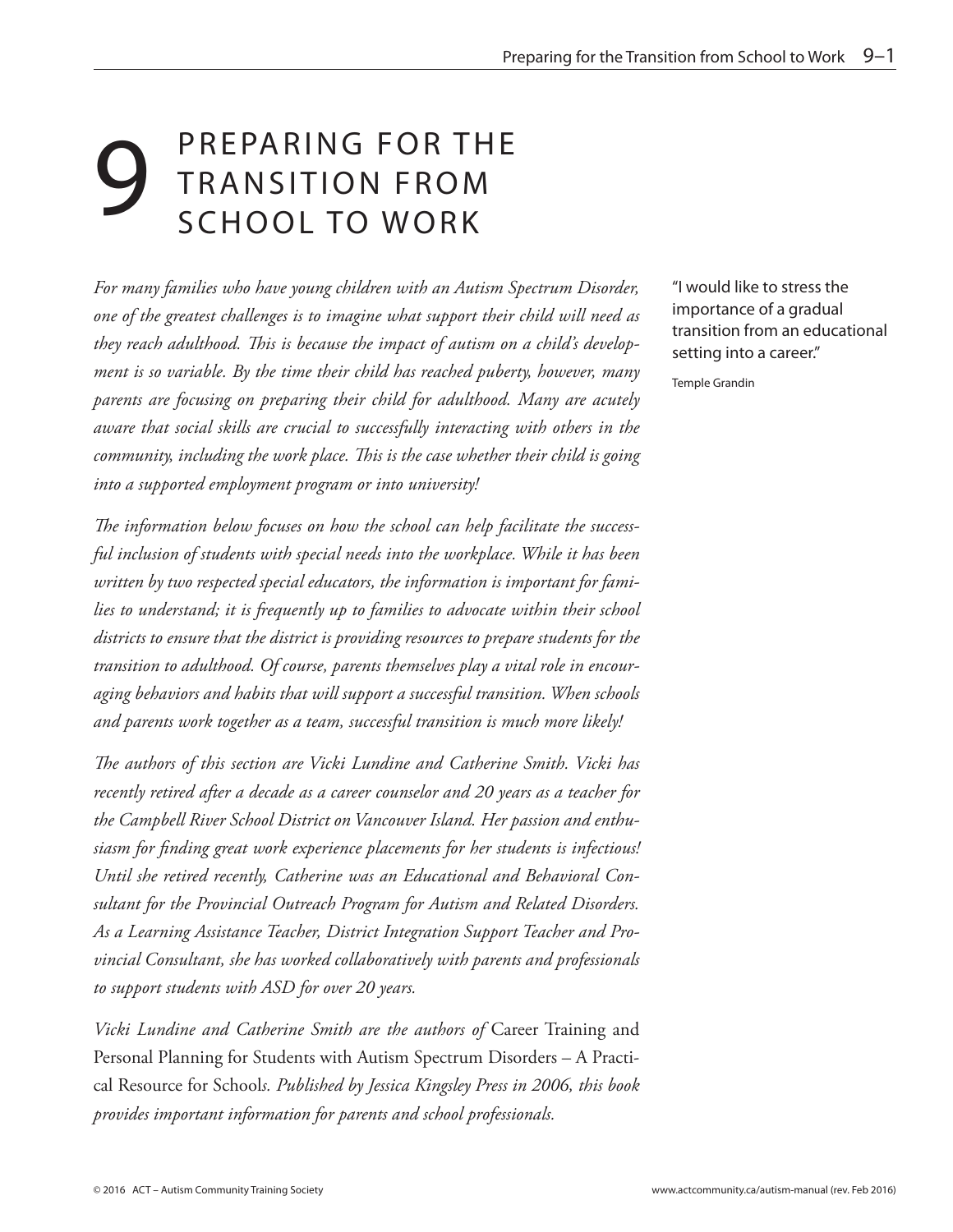# 9 PREPARING FOR THE TRANSITION FROM SCHOOL TO WORK

> "I would like to stress the importance of a gradual transition from an educational setting into a career."
>
> Temple Grandin

*For many families who have young children with an Autism Spectrum Disorder, one of the greatest challenges is to imagine what support their child will need as they reach adulthood. This is because the impact of autism on a child's development is so variable. By the time their child has reached puberty, however, many parents are focusing on preparing their child for adulthood. Many are acutely aware that social skills are crucial to successfully interacting with others in the community, including the work place. This is the case whether their child is going into a supported employment program or into university!*

*The information below focuses on how the school can help facilitate the successful inclusion of students with special needs into the workplace. While it has been written by two respected special educators, the information is important for families to understand; it is frequently up to families to advocate within their school districts to ensure that the district is providing resources to prepare students for the transition to adulthood. Of course, parents themselves play a vital role in encouraging behaviors and habits that will support a successful transition. When schools and parents work together as a team, successful transition is much more likely!*

*The authors of this section are Vicki Lundine and Catherine Smith. Vicki has recently retired after a decade as a career counselor and 20 years as a teacher for the Campbell River School District on Vancouver Island. Her passion and enthusiasm for finding great work experience placements for her students is infectious! Until she retired recently, Catherine was an Educational and Behavioral Consultant for the Provincial Outreach Program for Autism and Related Disorders. As a Learning Assistance Teacher, District Integration Support Teacher and Provincial Consultant, she has worked collaboratively with parents and professionals to support students with ASD for over 20 years.*

*Vicki Lundine and Catherine Smith are the authors of* Career Training and Personal Planning for Students with Autism Spectrum Disorders – A Practical Resource for Schools*. Published by Jessica Kingsley Press in 2006, this book provides important information for parents and school professionals.*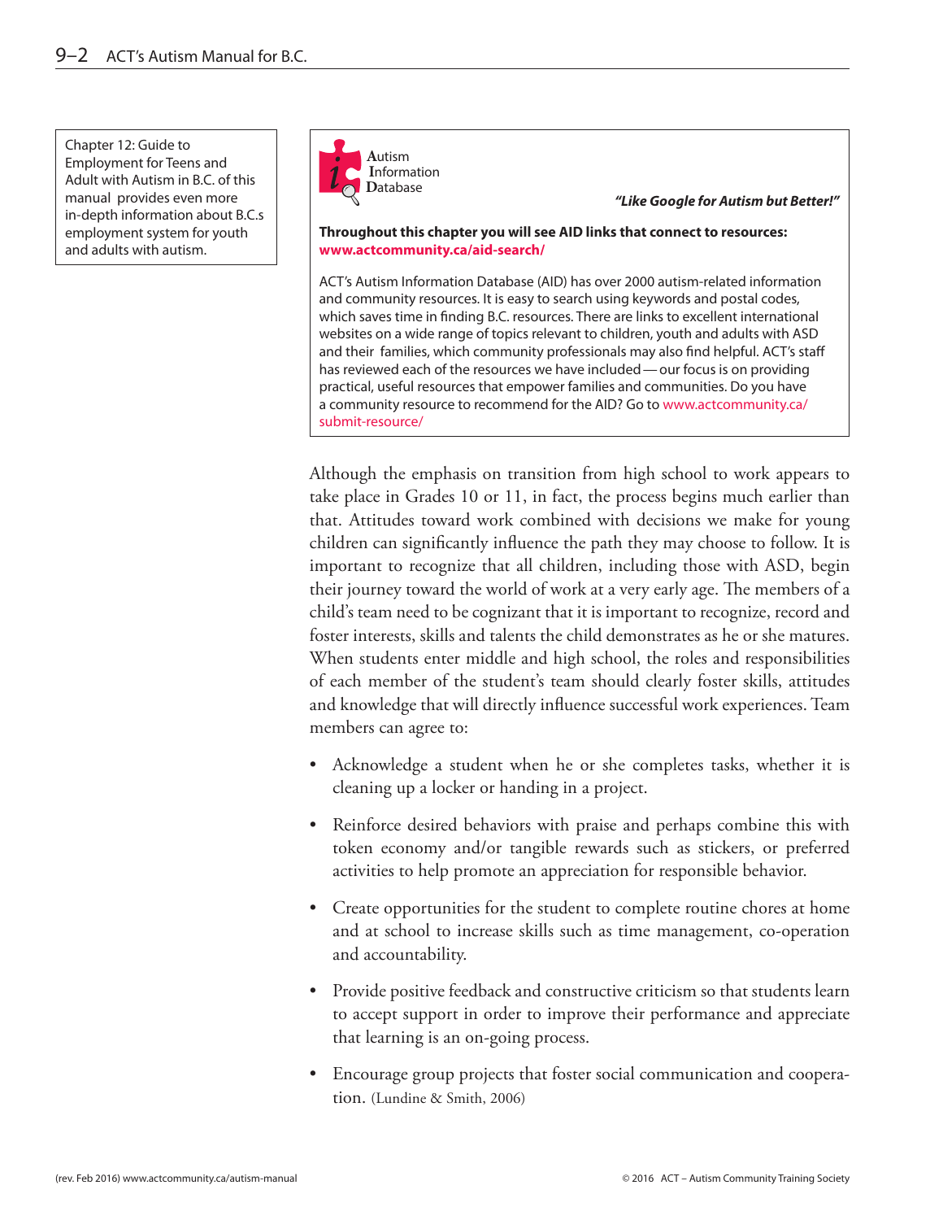Chapter 12: Guide to Employment for Teens and Adult with Autism in B.C. of this manual provides even more in-depth information about B.C.s employment system for youth and adults with autism.

Autism Information Database

***"Like Google for Autism but Better!"***

**Throughout this chapter you will see AID links that connect to resources: www.actcommunity.ca/aid-search/**

ACT's Autism Information Database (AID) has over 2000 autism-related information and community resources. It is easy to search using keywords and postal codes, which saves time in finding B.C. resources. There are links to excellent international websites on a wide range of topics relevant to children, youth and adults with ASD and their families, which community professionals may also find helpful. ACT's staff has reviewed each of the resources we have included — our focus is on providing practical, useful resources that empower families and communities. Do you have a community resource to recommend for the AID? Go to www.actcommunity.ca/submit-resource/

Although the emphasis on transition from high school to work appears to take place in Grades 10 or 11, in fact, the process begins much earlier than that. Attitudes toward work combined with decisions we make for young children can significantly influence the path they may choose to follow. It is important to recognize that all children, including those with ASD, begin their journey toward the world of work at a very early age. The members of a child's team need to be cognizant that it is important to recognize, record and foster interests, skills and talents the child demonstrates as he or she matures. When students enter middle and high school, the roles and responsibilities of each member of the student's team should clearly foster skills, attitudes and knowledge that will directly influence successful work experiences. Team members can agree to:

- Acknowledge a student when he or she completes tasks, whether it is cleaning up a locker or handing in a project.
- Reinforce desired behaviors with praise and perhaps combine this with token economy and/or tangible rewards such as stickers, or preferred activities to help promote an appreciation for responsible behavior.
- Create opportunities for the student to complete routine chores at home and at school to increase skills such as time management, co-operation and accountability.
- Provide positive feedback and constructive criticism so that students learn to accept support in order to improve their performance and appreciate that learning is an on-going process.
- Encourage group projects that foster social communication and cooperation. (Lundine & Smith, 2006)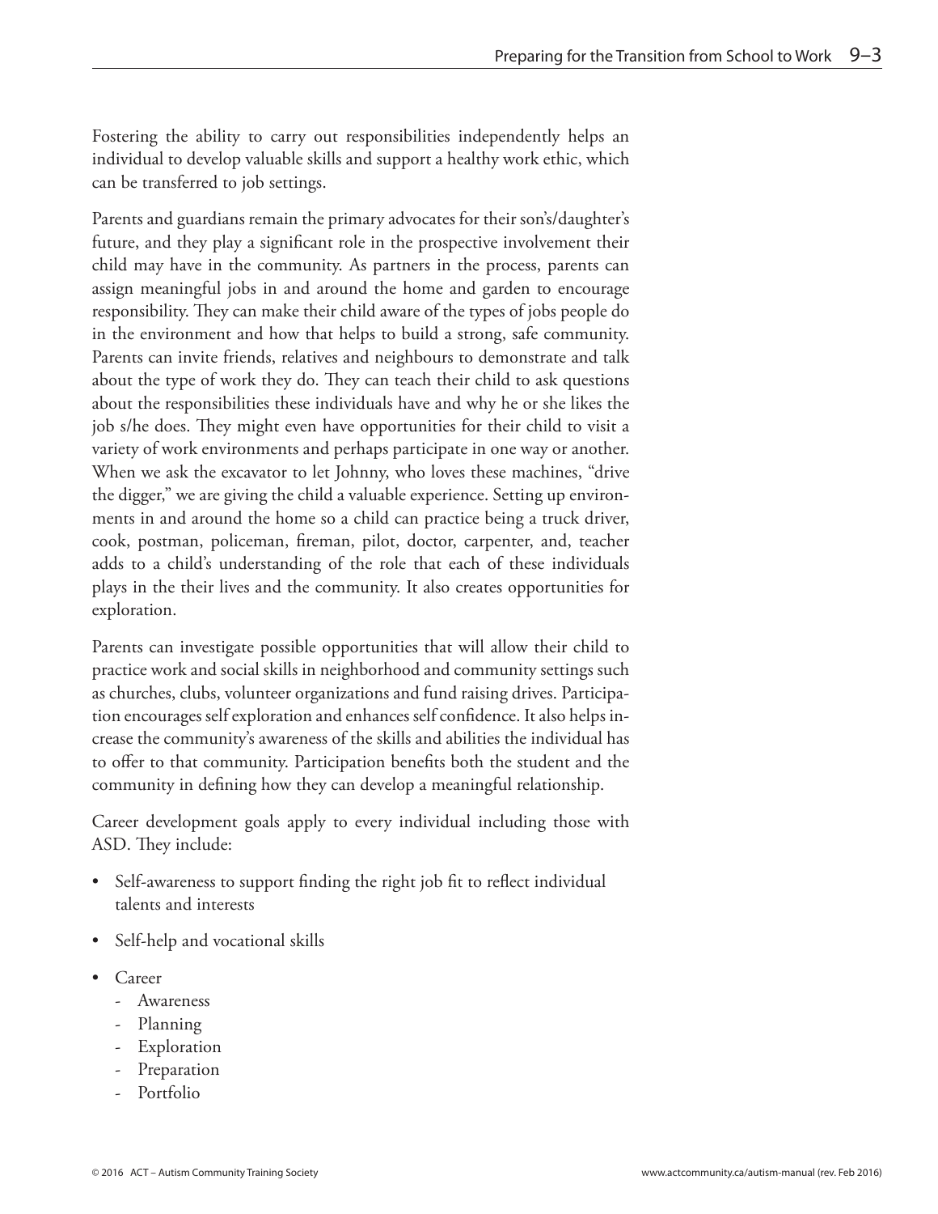Fostering the ability to carry out responsibilities independently helps an individual to develop valuable skills and support a healthy work ethic, which can be transferred to job settings.

Parents and guardians remain the primary advocates for their son's/daughter's future, and they play a significant role in the prospective involvement their child may have in the community. As partners in the process, parents can assign meaningful jobs in and around the home and garden to encourage responsibility. They can make their child aware of the types of jobs people do in the environment and how that helps to build a strong, safe community. Parents can invite friends, relatives and neighbours to demonstrate and talk about the type of work they do. They can teach their child to ask questions about the responsibilities these individuals have and why he or she likes the job s/he does. They might even have opportunities for their child to visit a variety of work environments and perhaps participate in one way or another. When we ask the excavator to let Johnny, who loves these machines, "drive the digger," we are giving the child a valuable experience. Setting up environments in and around the home so a child can practice being a truck driver, cook, postman, policeman, fireman, pilot, doctor, carpenter, and, teacher adds to a child's understanding of the role that each of these individuals plays in the their lives and the community. It also creates opportunities for exploration.

Parents can investigate possible opportunities that will allow their child to practice work and social skills in neighborhood and community settings such as churches, clubs, volunteer organizations and fund raising drives. Participation encourages self exploration and enhances self confidence. It also helps increase the community's awareness of the skills and abilities the individual has to offer to that community. Participation benefits both the student and the community in defining how they can develop a meaningful relationship.

Career development goals apply to every individual including those with ASD. They include:

- Self-awareness to support finding the right job fit to reflect individual talents and interests
- Self-help and vocational skills
- Career
  - Awareness
  - Planning
  - Exploration
  - Preparation
  - Portfolio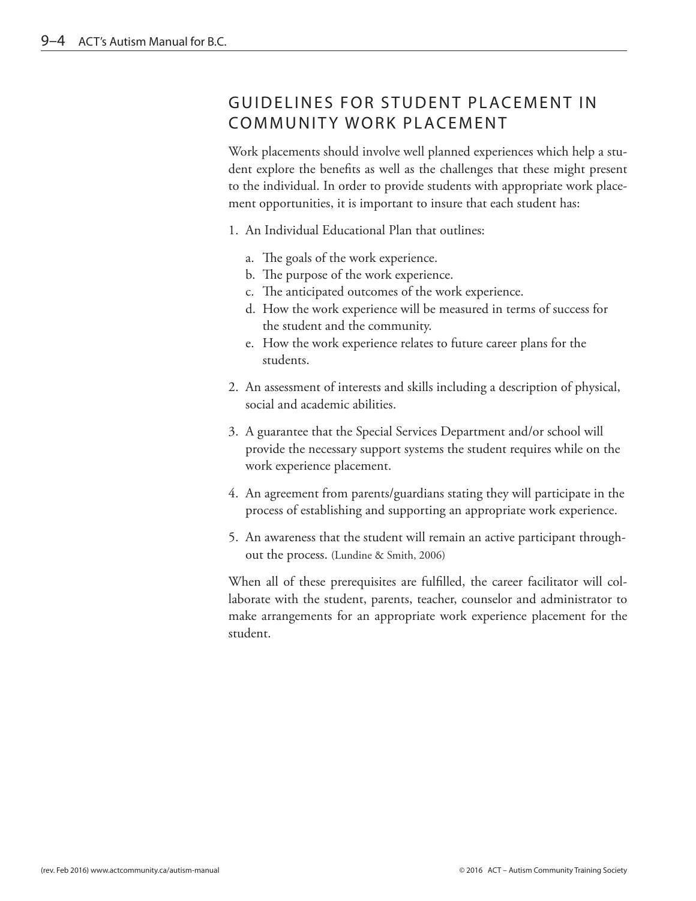## GUIDELINES FOR STUDENT PLACEMENT IN COMMUNITY WORK PLACEMENT

Work placements should involve well planned experiences which help a student explore the benefits as well as the challenges that these might present to the individual. In order to provide students with appropriate work placement opportunities, it is important to insure that each student has:

1. An Individual Educational Plan that outlines:
   a. The goals of the work experience.
   b. The purpose of the work experience.
   c. The anticipated outcomes of the work experience.
   d. How the work experience will be measured in terms of success for the student and the community.
   e. How the work experience relates to future career plans for the students.
2. An assessment of interests and skills including a description of physical, social and academic abilities.
3. A guarantee that the Special Services Department and/or school will provide the necessary support systems the student requires while on the work experience placement.
4. An agreement from parents/guardians stating they will participate in the process of establishing and supporting an appropriate work experience.
5. An awareness that the student will remain an active participant throughout the process. (Lundine & Smith, 2006)

When all of these prerequisites are fulfilled, the career facilitator will collaborate with the student, parents, teacher, counselor and administrator to make arrangements for an appropriate work experience placement for the student.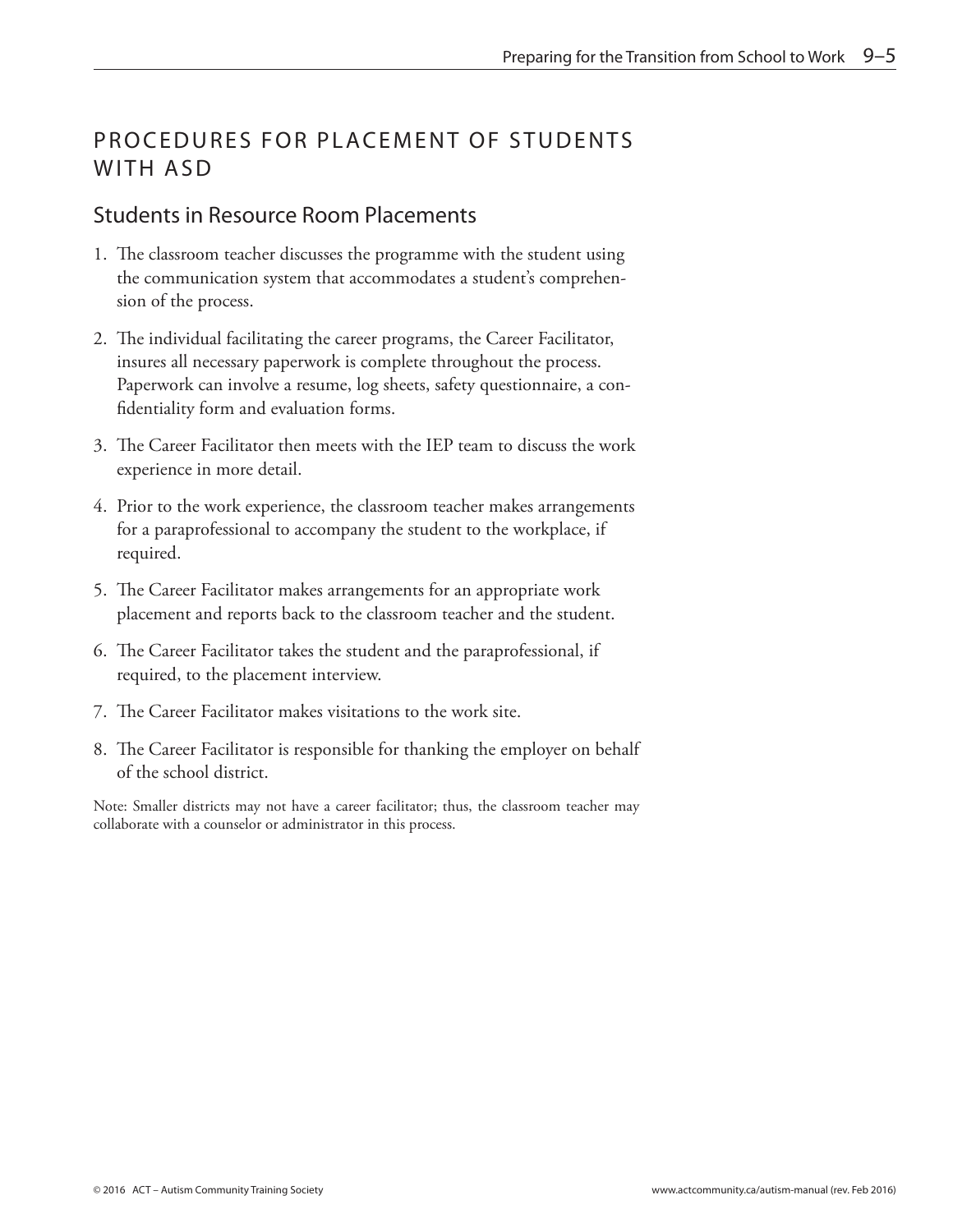## PROCEDURES FOR PLACEMENT OF STUDENTS WITH ASD

### Students in Resource Room Placements

1. The classroom teacher discusses the programme with the student using the communication system that accommodates a student's comprehension of the process.
2. The individual facilitating the career programs, the Career Facilitator, insures all necessary paperwork is complete throughout the process. Paperwork can involve a resume, log sheets, safety questionnaire, a confidentiality form and evaluation forms.
3. The Career Facilitator then meets with the IEP team to discuss the work experience in more detail.
4. Prior to the work experience, the classroom teacher makes arrangements for a paraprofessional to accompany the student to the workplace, if required.
5. The Career Facilitator makes arrangements for an appropriate work placement and reports back to the classroom teacher and the student.
6. The Career Facilitator takes the student and the paraprofessional, if required, to the placement interview.
7. The Career Facilitator makes visitations to the work site.
8. The Career Facilitator is responsible for thanking the employer on behalf of the school district.

Note: Smaller districts may not have a career facilitator; thus, the classroom teacher may collaborate with a counselor or administrator in this process.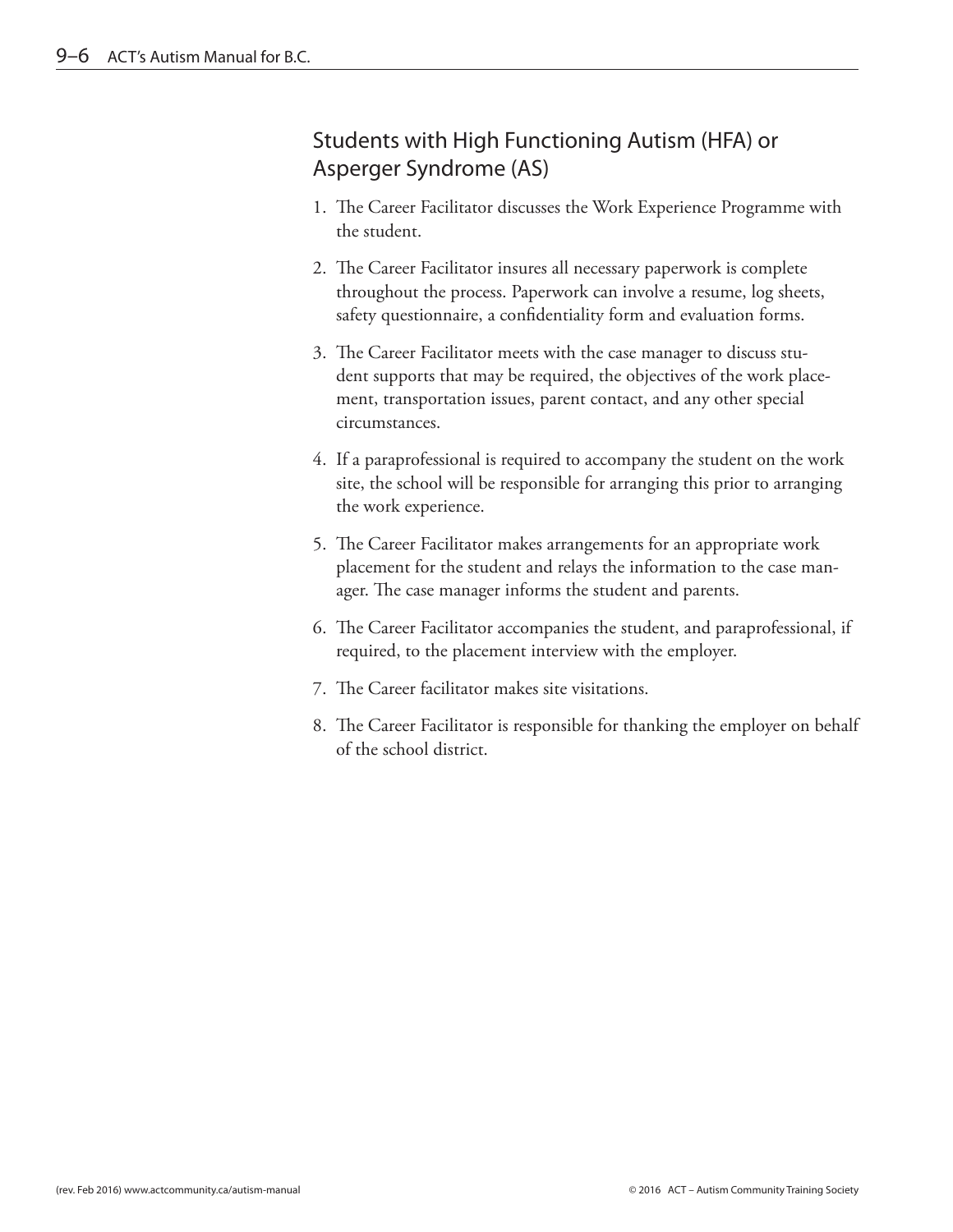## Students with High Functioning Autism (HFA) or Asperger Syndrome (AS)

1. The Career Facilitator discusses the Work Experience Programme with the student.
2. The Career Facilitator insures all necessary paperwork is complete throughout the process. Paperwork can involve a resume, log sheets, safety questionnaire, a confidentiality form and evaluation forms.
3. The Career Facilitator meets with the case manager to discuss student supports that may be required, the objectives of the work placement, transportation issues, parent contact, and any other special circumstances.
4. If a paraprofessional is required to accompany the student on the work site, the school will be responsible for arranging this prior to arranging the work experience.
5. The Career Facilitator makes arrangements for an appropriate work placement for the student and relays the information to the case manager. The case manager informs the student and parents.
6. The Career Facilitator accompanies the student, and paraprofessional, if required, to the placement interview with the employer.
7. The Career facilitator makes site visitations.
8. The Career Facilitator is responsible for thanking the employer on behalf of the school district.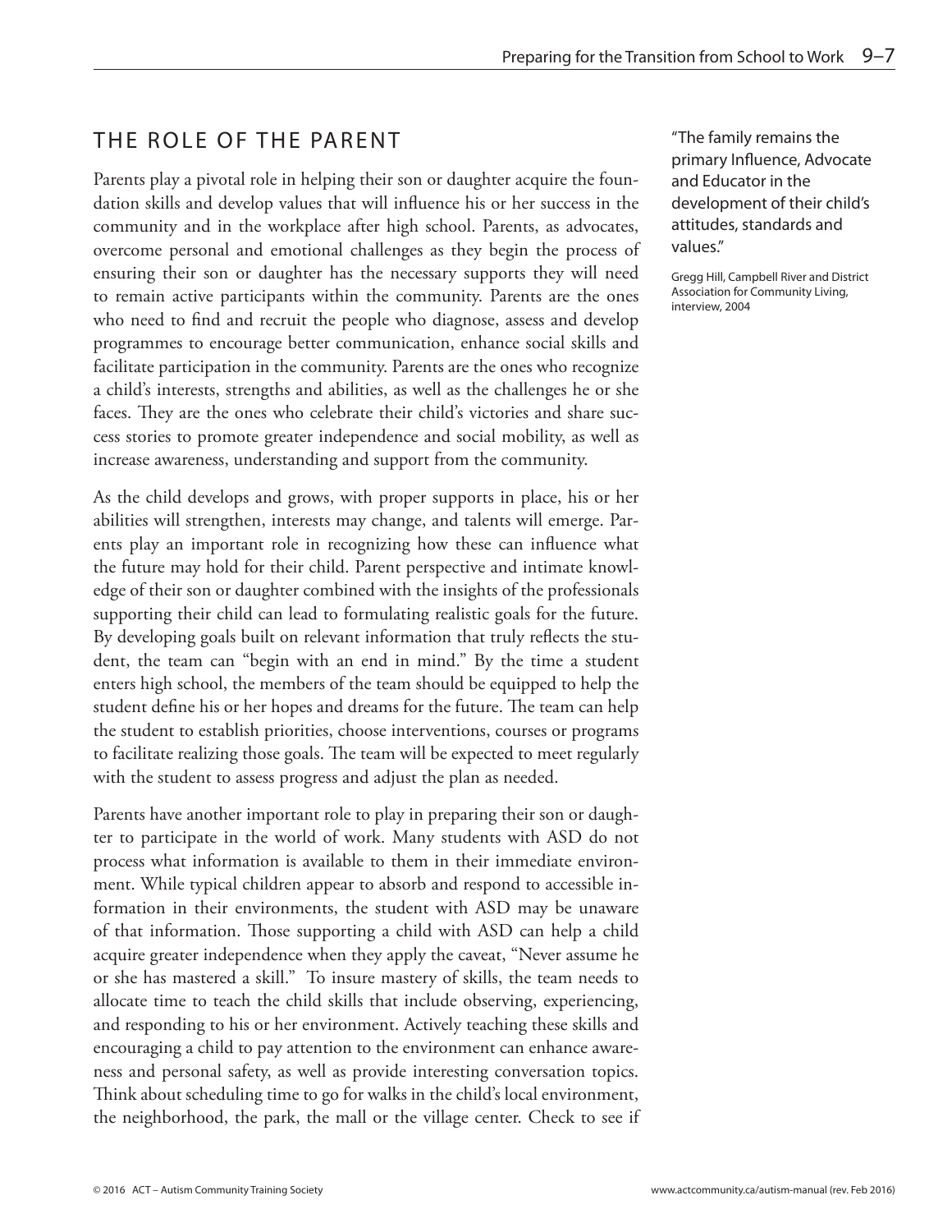## THE ROLE OF THE PARENT

Parents play a pivotal role in helping their son or daughter acquire the foundation skills and develop values that will influence his or her success in the community and in the workplace after high school. Parents, as advocates, overcome personal and emotional challenges as they begin the process of ensuring their son or daughter has the necessary supports they will need to remain active participants within the community. Parents are the ones who need to find and recruit the people who diagnose, assess and develop programmes to encourage better communication, enhance social skills and facilitate participation in the community. Parents are the ones who recognize a child's interests, strengths and abilities, as well as the challenges he or she faces. They are the ones who celebrate their child's victories and share success stories to promote greater independence and social mobility, as well as increase awareness, understanding and support from the community.

> "The family remains the primary Influence, Advocate and Educator in the development of their child's attitudes, standards and values."
>
> Gregg Hill, Campbell River and District Association for Community Living, interview, 2004

As the child develops and grows, with proper supports in place, his or her abilities will strengthen, interests may change, and talents will emerge. Parents play an important role in recognizing how these can influence what the future may hold for their child. Parent perspective and intimate knowledge of their son or daughter combined with the insights of the professionals supporting their child can lead to formulating realistic goals for the future. By developing goals built on relevant information that truly reflects the student, the team can "begin with an end in mind." By the time a student enters high school, the members of the team should be equipped to help the student define his or her hopes and dreams for the future. The team can help the student to establish priorities, choose interventions, courses or programs to facilitate realizing those goals. The team will be expected to meet regularly with the student to assess progress and adjust the plan as needed.

Parents have another important role to play in preparing their son or daughter to participate in the world of work. Many students with ASD do not process what information is available to them in their immediate environment. While typical children appear to absorb and respond to accessible information in their environments, the student with ASD may be unaware of that information. Those supporting a child with ASD can help a child acquire greater independence when they apply the caveat, "Never assume he or she has mastered a skill." To insure mastery of skills, the team needs to allocate time to teach the child skills that include observing, experiencing, and responding to his or her environment. Actively teaching these skills and encouraging a child to pay attention to the environment can enhance awareness and personal safety, as well as provide interesting conversation topics. Think about scheduling time to go for walks in the child's local environment, the neighborhood, the park, the mall or the village center. Check to see if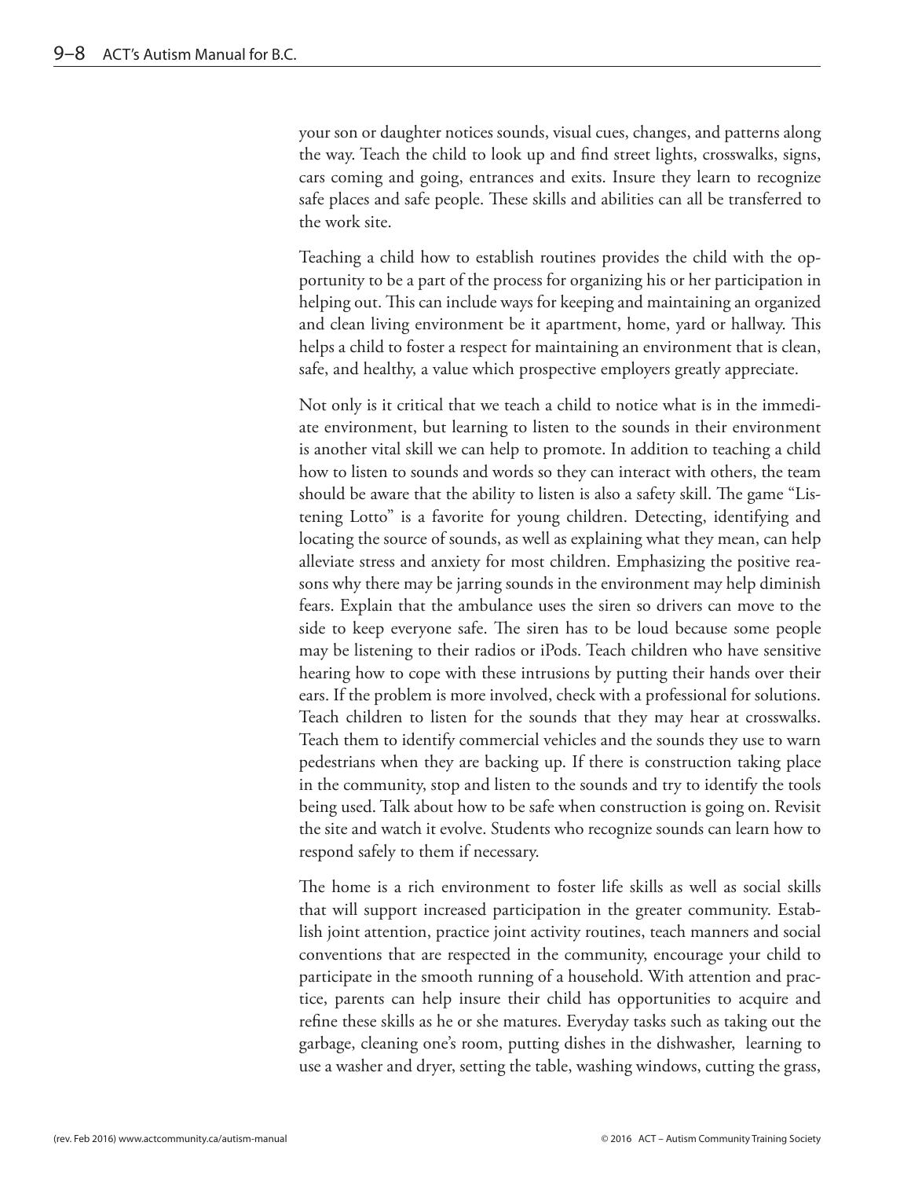your son or daughter notices sounds, visual cues, changes, and patterns along the way. Teach the child to look up and find street lights, crosswalks, signs, cars coming and going, entrances and exits. Insure they learn to recognize safe places and safe people. These skills and abilities can all be transferred to the work site.

Teaching a child how to establish routines provides the child with the opportunity to be a part of the process for organizing his or her participation in helping out. This can include ways for keeping and maintaining an organized and clean living environment be it apartment, home, yard or hallway. This helps a child to foster a respect for maintaining an environment that is clean, safe, and healthy, a value which prospective employers greatly appreciate.

Not only is it critical that we teach a child to notice what is in the immediate environment, but learning to listen to the sounds in their environment is another vital skill we can help to promote. In addition to teaching a child how to listen to sounds and words so they can interact with others, the team should be aware that the ability to listen is also a safety skill. The game "Listening Lotto" is a favorite for young children. Detecting, identifying and locating the source of sounds, as well as explaining what they mean, can help alleviate stress and anxiety for most children. Emphasizing the positive reasons why there may be jarring sounds in the environment may help diminish fears. Explain that the ambulance uses the siren so drivers can move to the side to keep everyone safe. The siren has to be loud because some people may be listening to their radios or iPods. Teach children who have sensitive hearing how to cope with these intrusions by putting their hands over their ears. If the problem is more involved, check with a professional for solutions. Teach children to listen for the sounds that they may hear at crosswalks. Teach them to identify commercial vehicles and the sounds they use to warn pedestrians when they are backing up. If there is construction taking place in the community, stop and listen to the sounds and try to identify the tools being used. Talk about how to be safe when construction is going on. Revisit the site and watch it evolve. Students who recognize sounds can learn how to respond safely to them if necessary.

The home is a rich environment to foster life skills as well as social skills that will support increased participation in the greater community. Establish joint attention, practice joint activity routines, teach manners and social conventions that are respected in the community, encourage your child to participate in the smooth running of a household. With attention and practice, parents can help insure their child has opportunities to acquire and refine these skills as he or she matures. Everyday tasks such as taking out the garbage, cleaning one's room, putting dishes in the dishwasher, learning to use a washer and dryer, setting the table, washing windows, cutting the grass,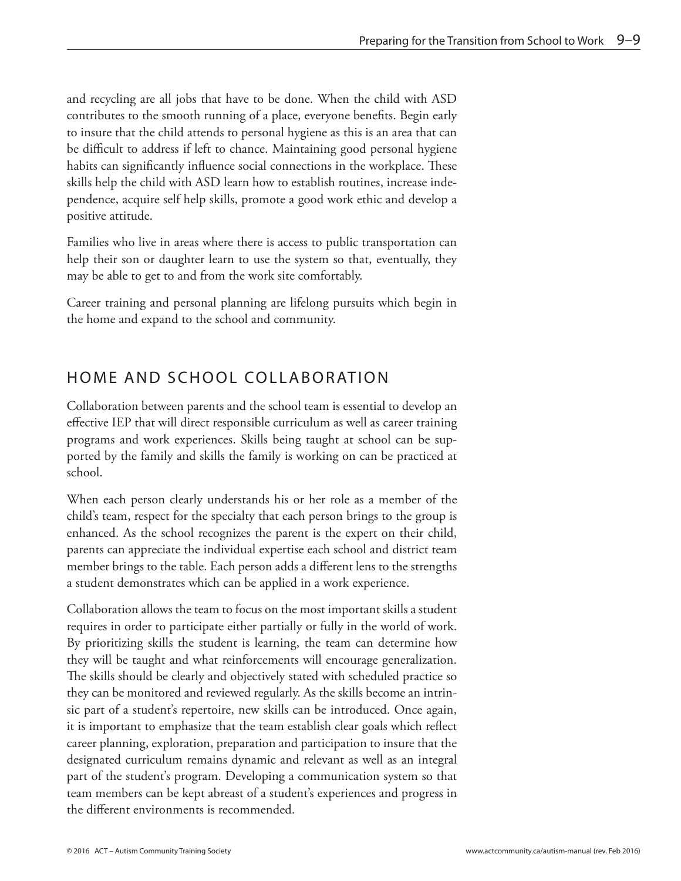and recycling are all jobs that have to be done. When the child with ASD contributes to the smooth running of a place, everyone benefits. Begin early to insure that the child attends to personal hygiene as this is an area that can be difficult to address if left to chance. Maintaining good personal hygiene habits can significantly influence social connections in the workplace. These skills help the child with ASD learn how to establish routines, increase independence, acquire self help skills, promote a good work ethic and develop a positive attitude.

Families who live in areas where there is access to public transportation can help their son or daughter learn to use the system so that, eventually, they may be able to get to and from the work site comfortably.

Career training and personal planning are lifelong pursuits which begin in the home and expand to the school and community.

## HOME AND SCHOOL COLLABORATION

Collaboration between parents and the school team is essential to develop an effective IEP that will direct responsible curriculum as well as career training programs and work experiences. Skills being taught at school can be supported by the family and skills the family is working on can be practiced at school.

When each person clearly understands his or her role as a member of the child's team, respect for the specialty that each person brings to the group is enhanced. As the school recognizes the parent is the expert on their child, parents can appreciate the individual expertise each school and district team member brings to the table. Each person adds a different lens to the strengths a student demonstrates which can be applied in a work experience.

Collaboration allows the team to focus on the most important skills a student requires in order to participate either partially or fully in the world of work. By prioritizing skills the student is learning, the team can determine how they will be taught and what reinforcements will encourage generalization. The skills should be clearly and objectively stated with scheduled practice so they can be monitored and reviewed regularly. As the skills become an intrinsic part of a student's repertoire, new skills can be introduced. Once again, it is important to emphasize that the team establish clear goals which reflect career planning, exploration, preparation and participation to insure that the designated curriculum remains dynamic and relevant as well as an integral part of the student's program. Developing a communication system so that team members can be kept abreast of a student's experiences and progress in the different environments is recommended.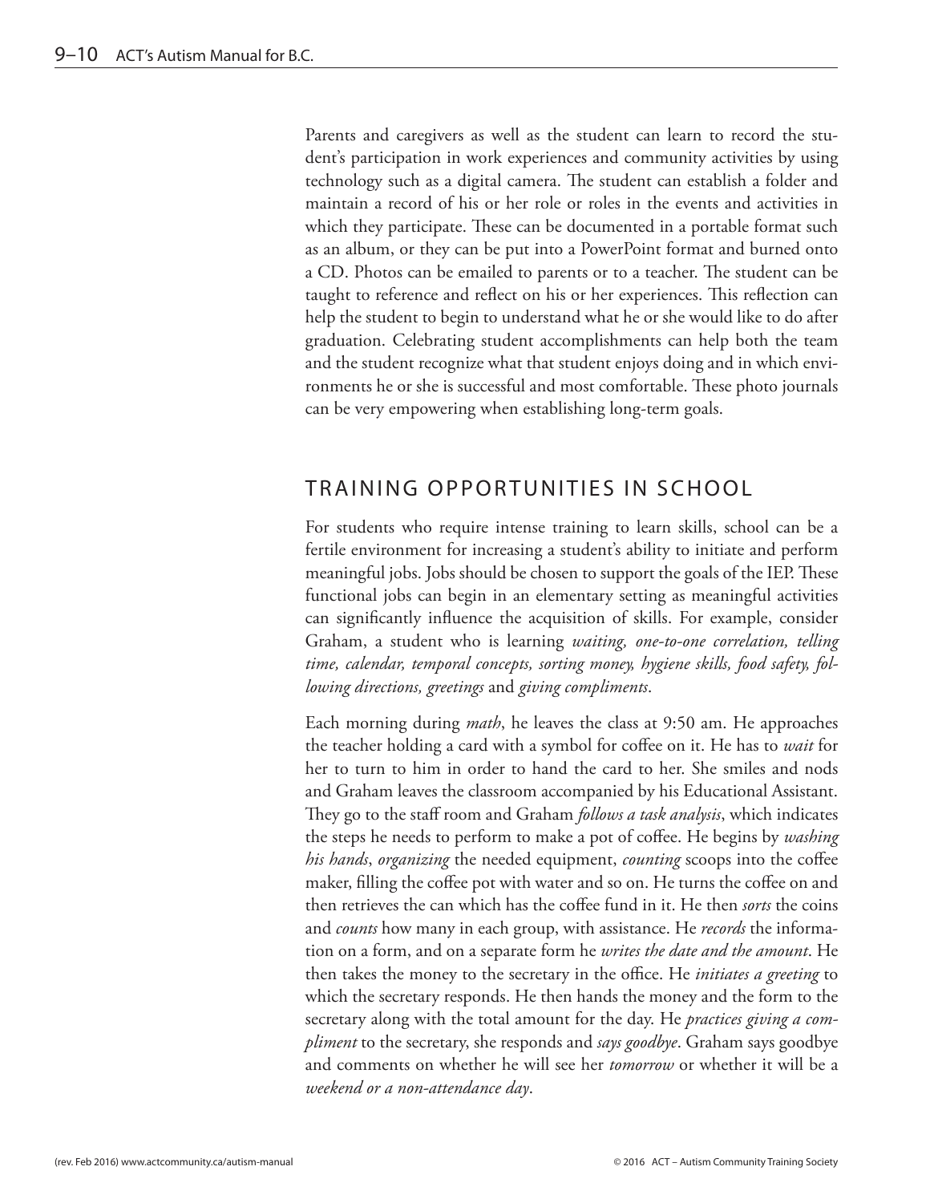Parents and caregivers as well as the student can learn to record the student's participation in work experiences and community activities by using technology such as a digital camera. The student can establish a folder and maintain a record of his or her role or roles in the events and activities in which they participate. These can be documented in a portable format such as an album, or they can be put into a PowerPoint format and burned onto a CD. Photos can be emailed to parents or to a teacher. The student can be taught to reference and reflect on his or her experiences. This reflection can help the student to begin to understand what he or she would like to do after graduation. Celebrating student accomplishments can help both the team and the student recognize what that student enjoys doing and in which environments he or she is successful and most comfortable. These photo journals can be very empowering when establishing long-term goals.

## TRAINING OPPORTUNITIES IN SCHOOL

For students who require intense training to learn skills, school can be a fertile environment for increasing a student's ability to initiate and perform meaningful jobs. Jobs should be chosen to support the goals of the IEP. These functional jobs can begin in an elementary setting as meaningful activities can significantly influence the acquisition of skills. For example, consider Graham, a student who is learning *waiting, one-to-one correlation, telling time, calendar, temporal concepts, sorting money, hygiene skills, food safety, following directions, greetings* and *giving compliments*.

Each morning during *math*, he leaves the class at 9:50 am. He approaches the teacher holding a card with a symbol for coffee on it. He has to *wait* for her to turn to him in order to hand the card to her. She smiles and nods and Graham leaves the classroom accompanied by his Educational Assistant. They go to the staff room and Graham *follows a task analysis*, which indicates the steps he needs to perform to make a pot of coffee. He begins by *washing his hands*, *organizing* the needed equipment, *counting* scoops into the coffee maker, filling the coffee pot with water and so on. He turns the coffee on and then retrieves the can which has the coffee fund in it. He then *sorts* the coins and *counts* how many in each group, with assistance. He *records* the information on a form, and on a separate form he *writes the date and the amount*. He then takes the money to the secretary in the office. He *initiates a greeting* to which the secretary responds. He then hands the money and the form to the secretary along with the total amount for the day. He *practices giving a compliment* to the secretary, she responds and *says goodbye*. Graham says goodbye and comments on whether he will see her *tomorrow* or whether it will be a *weekend or a non-attendance day*.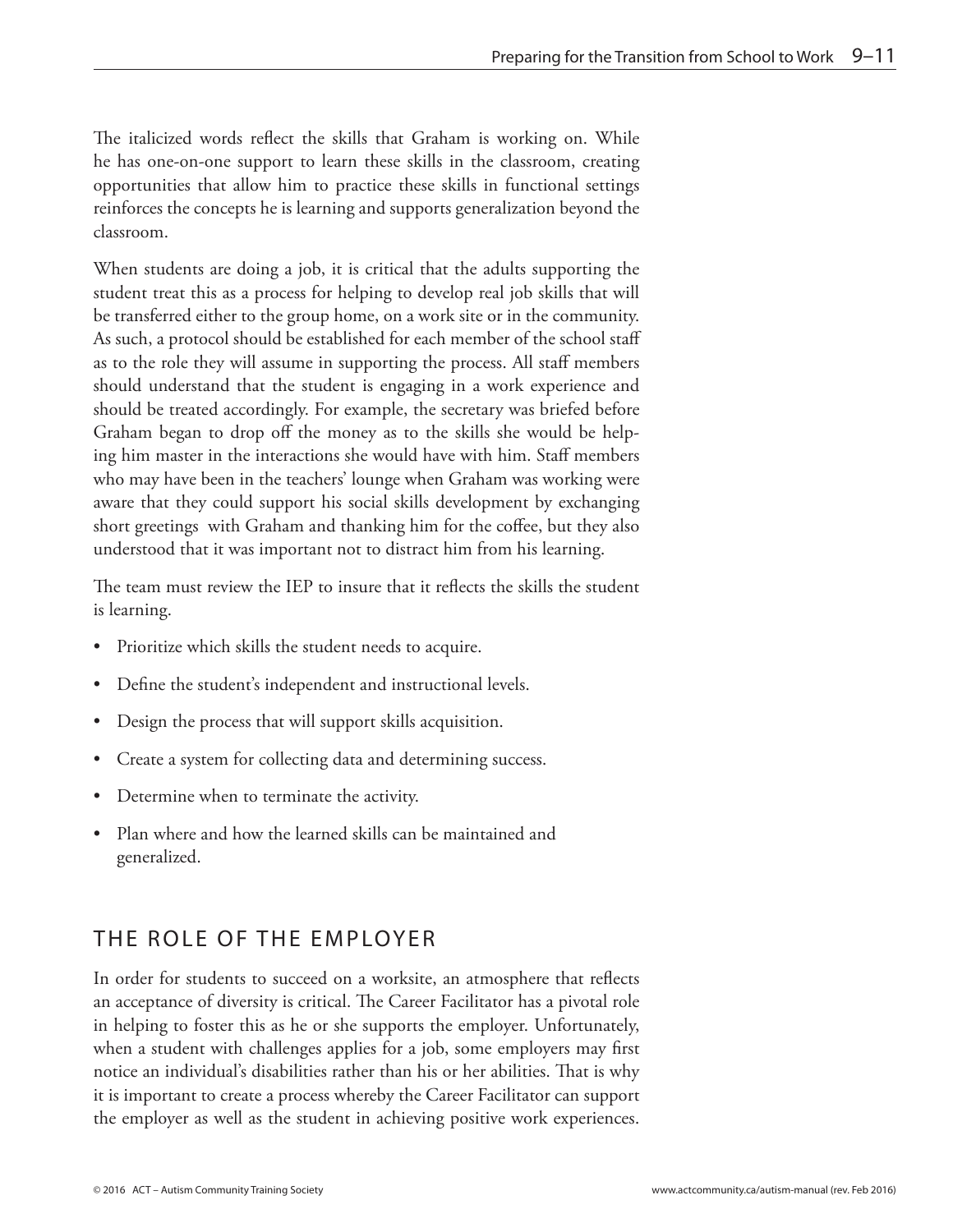The italicized words reflect the skills that Graham is working on. While he has one-on-one support to learn these skills in the classroom, creating opportunities that allow him to practice these skills in functional settings reinforces the concepts he is learning and supports generalization beyond the classroom.

When students are doing a job, it is critical that the adults supporting the student treat this as a process for helping to develop real job skills that will be transferred either to the group home, on a work site or in the community. As such, a protocol should be established for each member of the school staff as to the role they will assume in supporting the process. All staff members should understand that the student is engaging in a work experience and should be treated accordingly. For example, the secretary was briefed before Graham began to drop off the money as to the skills she would be helping him master in the interactions she would have with him. Staff members who may have been in the teachers' lounge when Graham was working were aware that they could support his social skills development by exchanging short greetings with Graham and thanking him for the coffee, but they also understood that it was important not to distract him from his learning.

The team must review the IEP to insure that it reflects the skills the student is learning.

- Prioritize which skills the student needs to acquire.
- Define the student's independent and instructional levels.
- Design the process that will support skills acquisition.
- Create a system for collecting data and determining success.
- Determine when to terminate the activity.
- Plan where and how the learned skills can be maintained and generalized.

## THE ROLE OF THE EMPLOYER

In order for students to succeed on a worksite, an atmosphere that reflects an acceptance of diversity is critical. The Career Facilitator has a pivotal role in helping to foster this as he or she supports the employer. Unfortunately, when a student with challenges applies for a job, some employers may first notice an individual's disabilities rather than his or her abilities. That is why it is important to create a process whereby the Career Facilitator can support the employer as well as the student in achieving positive work experiences.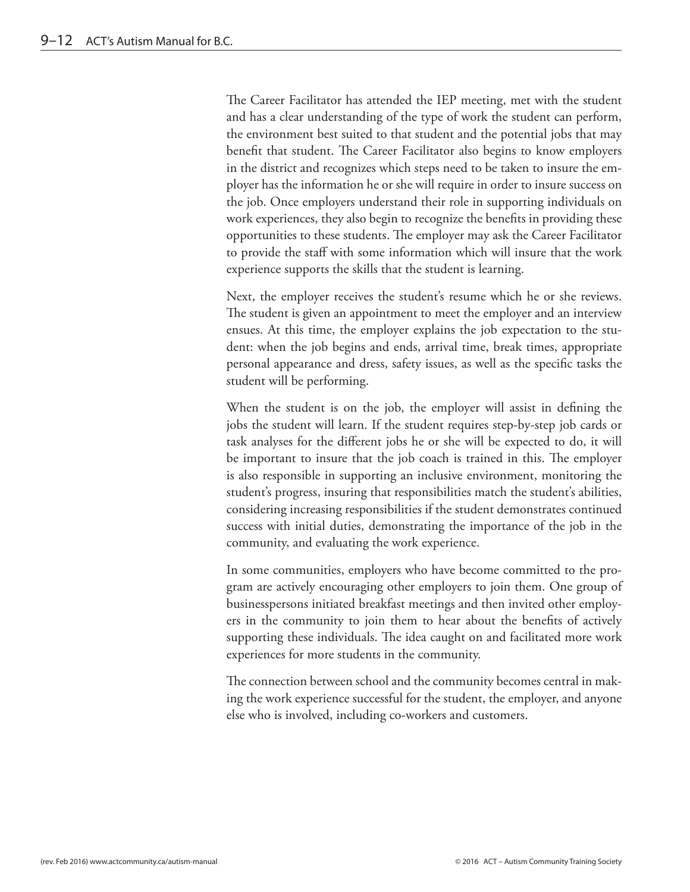The Career Facilitator has attended the IEP meeting, met with the student and has a clear understanding of the type of work the student can perform, the environment best suited to that student and the potential jobs that may benefit that student. The Career Facilitator also begins to know employers in the district and recognizes which steps need to be taken to insure the employer has the information he or she will require in order to insure success on the job. Once employers understand their role in supporting individuals on work experiences, they also begin to recognize the benefits in providing these opportunities to these students. The employer may ask the Career Facilitator to provide the staff with some information which will insure that the work experience supports the skills that the student is learning.

Next, the employer receives the student's resume which he or she reviews. The student is given an appointment to meet the employer and an interview ensues. At this time, the employer explains the job expectation to the student: when the job begins and ends, arrival time, break times, appropriate personal appearance and dress, safety issues, as well as the specific tasks the student will be performing.

When the student is on the job, the employer will assist in defining the jobs the student will learn. If the student requires step-by-step job cards or task analyses for the different jobs he or she will be expected to do, it will be important to insure that the job coach is trained in this. The employer is also responsible in supporting an inclusive environment, monitoring the student's progress, insuring that responsibilities match the student's abilities, considering increasing responsibilities if the student demonstrates continued success with initial duties, demonstrating the importance of the job in the community, and evaluating the work experience.

In some communities, employers who have become committed to the program are actively encouraging other employers to join them. One group of businesspersons initiated breakfast meetings and then invited other employers in the community to join them to hear about the benefits of actively supporting these individuals. The idea caught on and facilitated more work experiences for more students in the community.

The connection between school and the community becomes central in making the work experience successful for the student, the employer, and anyone else who is involved, including co-workers and customers.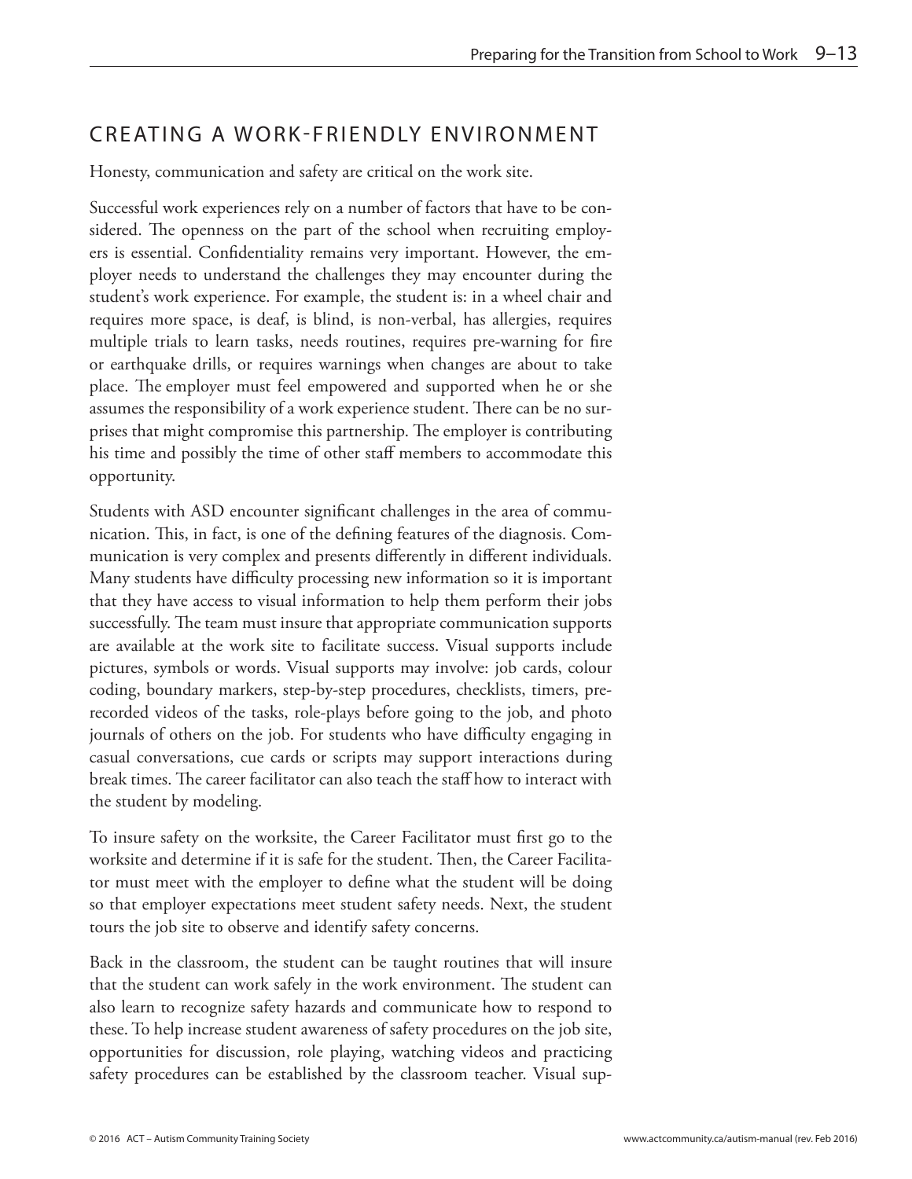## CREATING A WORK-FRIENDLY ENVIRONMENT

Honesty, communication and safety are critical on the work site.

Successful work experiences rely on a number of factors that have to be considered. The openness on the part of the school when recruiting employers is essential. Confidentiality remains very important. However, the employer needs to understand the challenges they may encounter during the student's work experience. For example, the student is: in a wheel chair and requires more space, is deaf, is blind, is non-verbal, has allergies, requires multiple trials to learn tasks, needs routines, requires pre-warning for fire or earthquake drills, or requires warnings when changes are about to take place. The employer must feel empowered and supported when he or she assumes the responsibility of a work experience student. There can be no surprises that might compromise this partnership. The employer is contributing his time and possibly the time of other staff members to accommodate this opportunity.

Students with ASD encounter significant challenges in the area of communication. This, in fact, is one of the defining features of the diagnosis. Communication is very complex and presents differently in different individuals. Many students have difficulty processing new information so it is important that they have access to visual information to help them perform their jobs successfully. The team must insure that appropriate communication supports are available at the work site to facilitate success. Visual supports include pictures, symbols or words. Visual supports may involve: job cards, colour coding, boundary markers, step-by-step procedures, checklists, timers, pre-recorded videos of the tasks, role-plays before going to the job, and photo journals of others on the job. For students who have difficulty engaging in casual conversations, cue cards or scripts may support interactions during break times. The career facilitator can also teach the staff how to interact with the student by modeling.

To insure safety on the worksite, the Career Facilitator must first go to the worksite and determine if it is safe for the student. Then, the Career Facilitator must meet with the employer to define what the student will be doing so that employer expectations meet student safety needs. Next, the student tours the job site to observe and identify safety concerns.

Back in the classroom, the student can be taught routines that will insure that the student can work safely in the work environment. The student can also learn to recognize safety hazards and communicate how to respond to these. To help increase student awareness of safety procedures on the job site, opportunities for discussion, role playing, watching videos and practicing safety procedures can be established by the classroom teacher. Visual sup-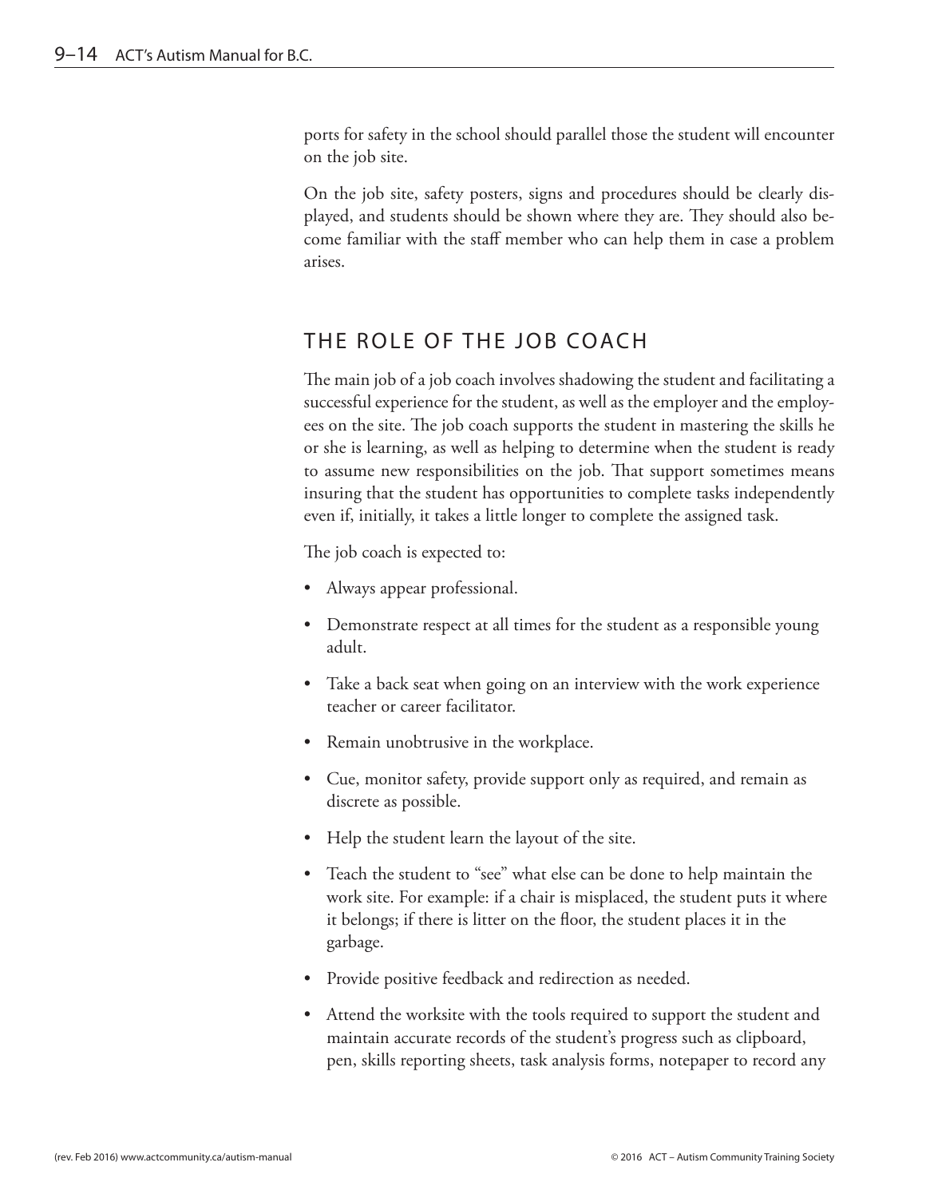ports for safety in the school should parallel those the student will encounter on the job site.

On the job site, safety posters, signs and procedures should be clearly displayed, and students should be shown where they are. They should also become familiar with the staff member who can help them in case a problem arises.

## THE ROLE OF THE JOB COACH

The main job of a job coach involves shadowing the student and facilitating a successful experience for the student, as well as the employer and the employees on the site. The job coach supports the student in mastering the skills he or she is learning, as well as helping to determine when the student is ready to assume new responsibilities on the job. That support sometimes means insuring that the student has opportunities to complete tasks independently even if, initially, it takes a little longer to complete the assigned task.

The job coach is expected to:

- Always appear professional.
- Demonstrate respect at all times for the student as a responsible young adult.
- Take a back seat when going on an interview with the work experience teacher or career facilitator.
- Remain unobtrusive in the workplace.
- Cue, monitor safety, provide support only as required, and remain as discrete as possible.
- Help the student learn the layout of the site.
- Teach the student to "see" what else can be done to help maintain the work site. For example: if a chair is misplaced, the student puts it where it belongs; if there is litter on the floor, the student places it in the garbage.
- Provide positive feedback and redirection as needed.
- Attend the worksite with the tools required to support the student and maintain accurate records of the student's progress such as clipboard, pen, skills reporting sheets, task analysis forms, notepaper to record any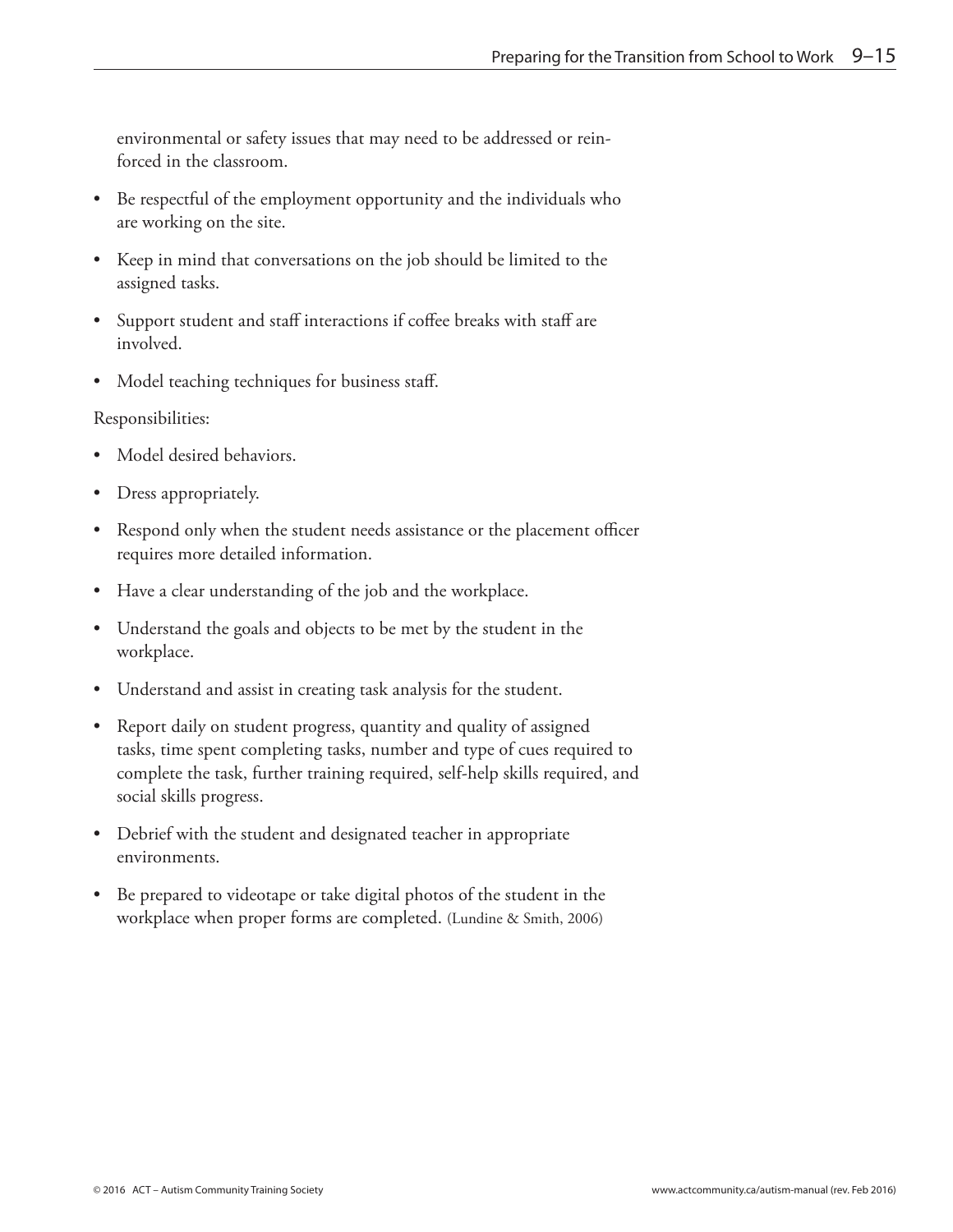environmental or safety issues that may need to be addressed or reinforced in the classroom.

- Be respectful of the employment opportunity and the individuals who are working on the site.
- Keep in mind that conversations on the job should be limited to the assigned tasks.
- Support student and staff interactions if coffee breaks with staff are involved.
- Model teaching techniques for business staff.

Responsibilities:

- Model desired behaviors.
- Dress appropriately.
- Respond only when the student needs assistance or the placement officer requires more detailed information.
- Have a clear understanding of the job and the workplace.
- Understand the goals and objects to be met by the student in the workplace.
- Understand and assist in creating task analysis for the student.
- Report daily on student progress, quantity and quality of assigned tasks, time spent completing tasks, number and type of cues required to complete the task, further training required, self-help skills required, and social skills progress.
- Debrief with the student and designated teacher in appropriate environments.
- Be prepared to videotape or take digital photos of the student in the workplace when proper forms are completed. (Lundine & Smith, 2006)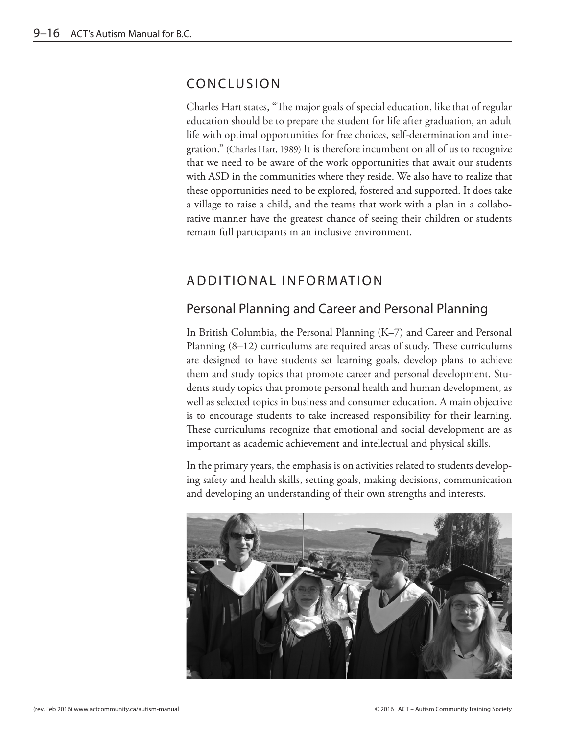## CONCLUSION

Charles Hart states, "The major goals of special education, like that of regular education should be to prepare the student for life after graduation, an adult life with optimal opportunities for free choices, self-determination and integration." (Charles Hart, 1989) It is therefore incumbent on all of us to recognize that we need to be aware of the work opportunities that await our students with ASD in the communities where they reside. We also have to realize that these opportunities need to be explored, fostered and supported. It does take a village to raise a child, and the teams that work with a plan in a collaborative manner have the greatest chance of seeing their children or students remain full participants in an inclusive environment.

## ADDITIONAL INFORMATION

### Personal Planning and Career and Personal Planning

In British Columbia, the Personal Planning (K–7) and Career and Personal Planning (8–12) curriculums are required areas of study. These curriculums are designed to have students set learning goals, develop plans to achieve them and study topics that promote career and personal development. Students study topics that promote personal health and human development, as well as selected topics in business and consumer education. A main objective is to encourage students to take increased responsibility for their learning. These curriculums recognize that emotional and social development are as important as academic achievement and intellectual and physical skills.

In the primary years, the emphasis is on activities related to students developing safety and health skills, setting goals, making decisions, communication and developing an understanding of their own strengths and interests.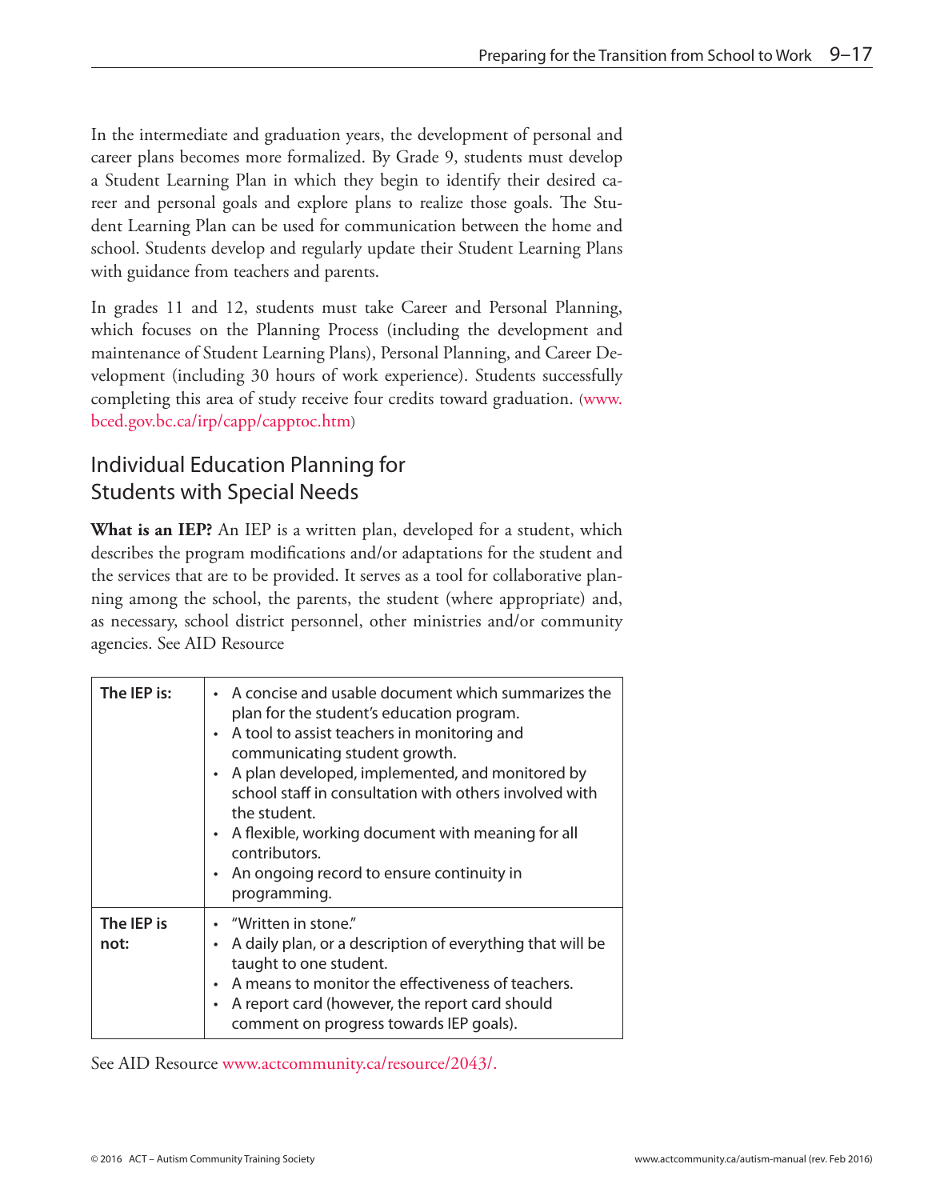In the intermediate and graduation years, the development of personal and career plans becomes more formalized. By Grade 9, students must develop a Student Learning Plan in which they begin to identify their desired career and personal goals and explore plans to realize those goals. The Student Learning Plan can be used for communication between the home and school. Students develop and regularly update their Student Learning Plans with guidance from teachers and parents.

In grades 11 and 12, students must take Career and Personal Planning, which focuses on the Planning Process (including the development and maintenance of Student Learning Plans), Personal Planning, and Career Development (including 30 hours of work experience). Students successfully completing this area of study receive four credits toward graduation. (www.bced.gov.bc.ca/irp/capp/capptoc.htm)

## Individual Education Planning for Students with Special Needs

**What is an IEP?** An IEP is a written plan, developed for a student, which describes the program modifications and/or adaptations for the student and the services that are to be provided. It serves as a tool for collaborative planning among the school, the parents, the student (where appropriate) and, as necessary, school district personnel, other ministries and/or community agencies. See AID Resource

| | |
|---|---|
| **The IEP is:** | • A concise and usable document which summarizes the plan for the student's education program.<br>• A tool to assist teachers in monitoring and communicating student growth.<br>• A plan developed, implemented, and monitored by school staff in consultation with others involved with the student.<br>• A flexible, working document with meaning for all contributors.<br>• An ongoing record to ensure continuity in programming. |
| **The IEP is not:** | • "Written in stone."<br>• A daily plan, or a description of everything that will be taught to one student.<br>• A means to monitor the effectiveness of teachers.<br>• A report card (however, the report card should comment on progress towards IEP goals). |

See AID Resource www.actcommunity.ca/resource/2043/.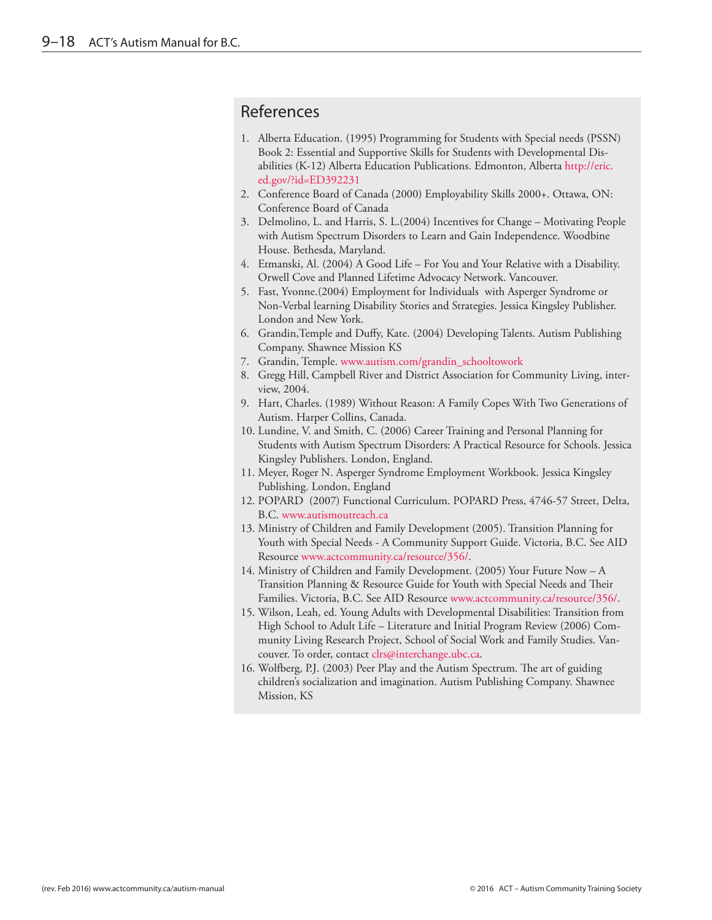## References

1. Alberta Education. (1995) Programming for Students with Special needs (PSSN) Book 2: Essential and Supportive Skills for Students with Developmental Disabilities (K-12) Alberta Education Publications. Edmonton, Alberta http://eric.ed.gov/?id=ED392231
2. Conference Board of Canada (2000) Employability Skills 2000+. Ottawa, ON: Conference Board of Canada
3. Delmolino, L. and Harris, S. L.(2004) Incentives for Change – Motivating People with Autism Spectrum Disorders to Learn and Gain Independence. Woodbine House. Bethesda, Maryland.
4. Etmanski, Al. (2004) A Good Life – For You and Your Relative with a Disability. Orwell Cove and Planned Lifetime Advocacy Network. Vancouver.
5. Fast, Yvonne.(2004) Employment for Individuals with Asperger Syndrome or Non-Verbal learning Disability Stories and Strategies. Jessica Kingsley Publisher. London and New York.
6. Grandin,Temple and Duffy, Kate. (2004) Developing Talents. Autism Publishing Company. Shawnee Mission KS
7. Grandin, Temple. www.autism.com/grandin_schooltowork
8. Gregg Hill, Campbell River and District Association for Community Living, interview, 2004.
9. Hart, Charles. (1989) Without Reason: A Family Copes With Two Generations of Autism. Harper Collins, Canada.
10. Lundine, V. and Smith, C. (2006) Career Training and Personal Planning for Students with Autism Spectrum Disorders: A Practical Resource for Schools. Jessica Kingsley Publishers. London, England.
11. Meyer, Roger N. Asperger Syndrome Employment Workbook. Jessica Kingsley Publishing. London, England
12. POPARD (2007) Functional Curriculum. POPARD Press, 4746-57 Street, Delta, B.C. www.autismoutreach.ca
13. Ministry of Children and Family Development (2005). Transition Planning for Youth with Special Needs - A Community Support Guide. Victoria, B.C. See AID Resource www.actcommunity.ca/resource/356/.
14. Ministry of Children and Family Development. (2005) Your Future Now – A Transition Planning & Resource Guide for Youth with Special Needs and Their Families. Victoria, B.C. See AID Resource www.actcommunity.ca/resource/356/.
15. Wilson, Leah, ed. Young Adults with Developmental Disabilities: Transition from High School to Adult Life – Literature and Initial Program Review (2006) Community Living Research Project, School of Social Work and Family Studies. Vancouver. To order, contact clrs@interchange.ubc.ca.
16. Wolfberg, P.J. (2003) Peer Play and the Autism Spectrum. The art of guiding children's socialization and imagination. Autism Publishing Company. Shawnee Mission, KS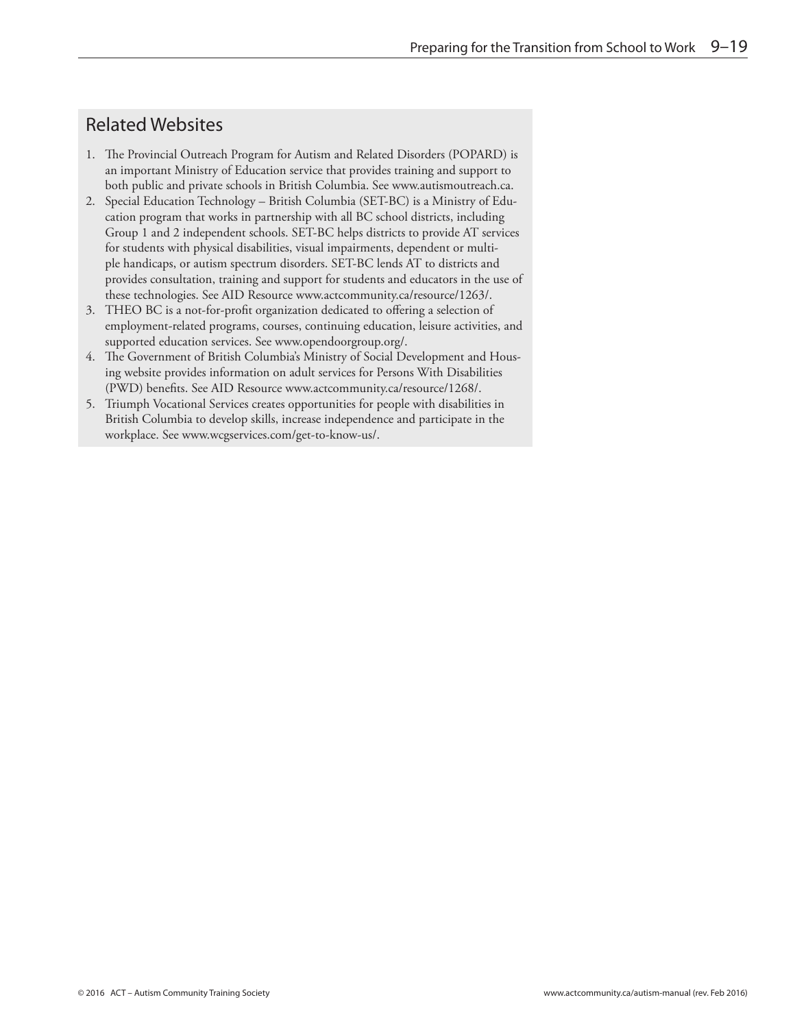## Related Websites

1. The Provincial Outreach Program for Autism and Related Disorders (POPARD) is an important Ministry of Education service that provides training and support to both public and private schools in British Columbia. See www.autismoutreach.ca.
2. Special Education Technology – British Columbia (SET-BC) is a Ministry of Education program that works in partnership with all BC school districts, including Group 1 and 2 independent schools. SET-BC helps districts to provide AT services for students with physical disabilities, visual impairments, dependent or multiple handicaps, or autism spectrum disorders. SET-BC lends AT to districts and provides consultation, training and support for students and educators in the use of these technologies. See AID Resource www.actcommunity.ca/resource/1263/.
3. THEO BC is a not-for-profit organization dedicated to offering a selection of employment-related programs, courses, continuing education, leisure activities, and supported education services. See www.opendoorgroup.org/.
4. The Government of British Columbia's Ministry of Social Development and Housing website provides information on adult services for Persons With Disabilities (PWD) benefits. See AID Resource www.actcommunity.ca/resource/1268/.
5. Triumph Vocational Services creates opportunities for people with disabilities in British Columbia to develop skills, increase independence and participate in the workplace. See www.wcgservices.com/get-to-know-us/.